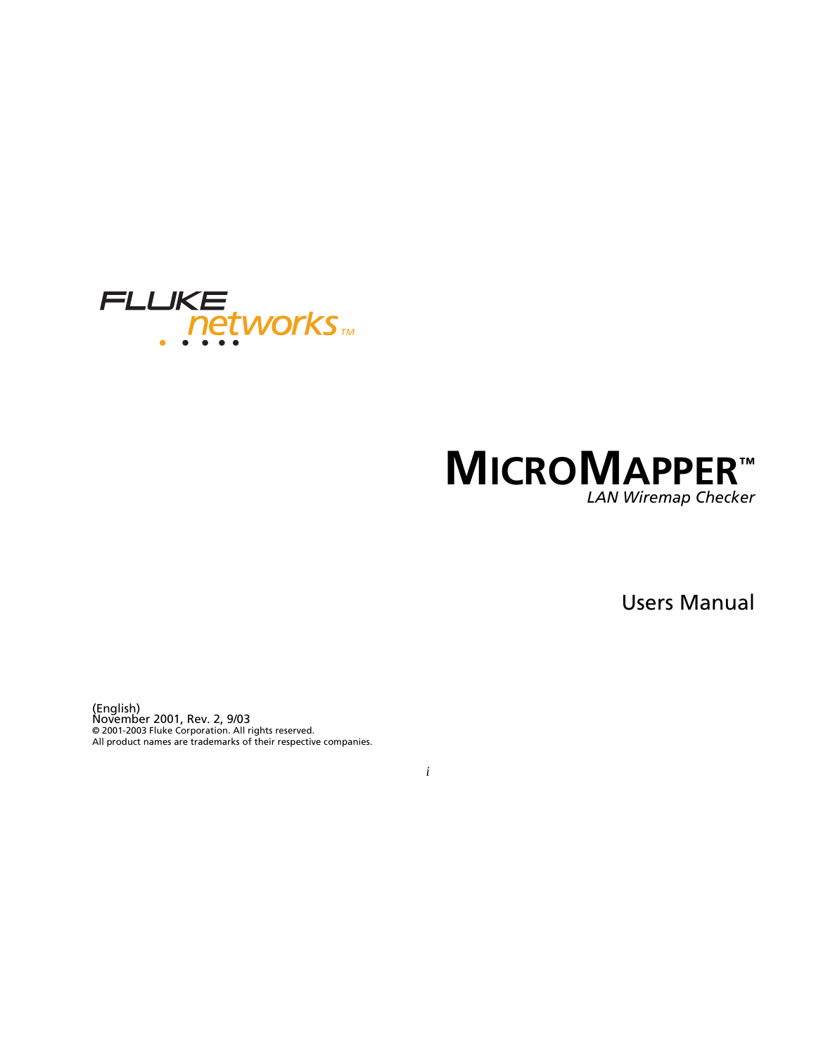FLUKE networks™

# MicroMapper™

*LAN Wiremap Checker*

## Users Manual

(English)
November 2001, Rev. 2, 9/03
© 2001-2003 Fluke Corporation. All rights reserved.
All product names are trademarks of their respective companies.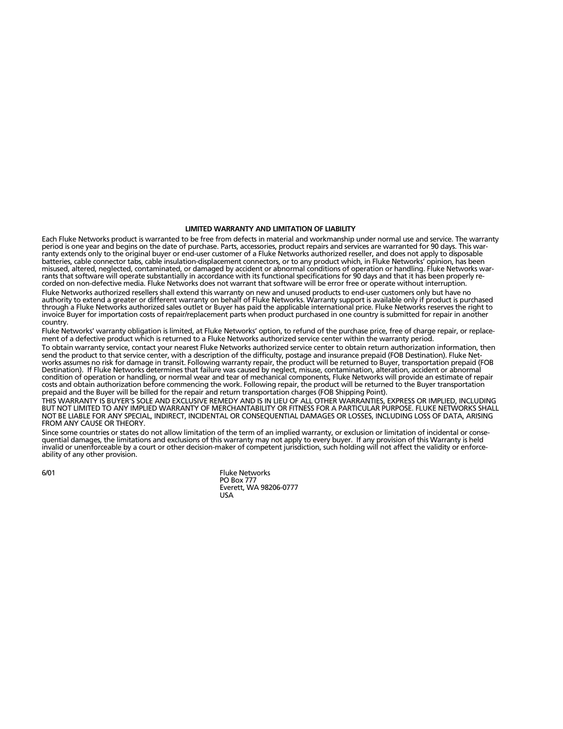## LIMITED WARRANTY AND LIMITATION OF LIABILITY

Each Fluke Networks product is warranted to be free from defects in material and workmanship under normal use and service. The warranty period is one year and begins on the date of purchase. Parts, accessories, product repairs and services are warranted for 90 days. This warranty extends only to the original buyer or end-user customer of a Fluke Networks authorized reseller, and does not apply to disposable batteries, cable connector tabs, cable insulation-displacement connectors, or to any product which, in Fluke Networks' opinion, has been misused, altered, neglected, contaminated, or damaged by accident or abnormal conditions of operation or handling. Fluke Networks warrants that software will operate substantially in accordance with its functional specifications for 90 days and that it has been properly recorded on non-defective media. Fluke Networks does not warrant that software will be error free or operate without interruption.

Fluke Networks authorized resellers shall extend this warranty on new and unused products to end-user customers only but have no authority to extend a greater or different warranty on behalf of Fluke Networks. Warranty support is available only if product is purchased through a Fluke Networks authorized sales outlet or Buyer has paid the applicable international price. Fluke Networks reserves the right to invoice Buyer for importation costs of repair/replacement parts when product purchased in one country is submitted for repair in another country.

Fluke Networks' warranty obligation is limited, at Fluke Networks' option, to refund of the purchase price, free of charge repair, or replacement of a defective product which is returned to a Fluke Networks authorized service center within the warranty period.

To obtain warranty service, contact your nearest Fluke Networks authorized service center to obtain return authorization information, then send the product to that service center, with a description of the difficulty, postage and insurance prepaid (FOB Destination). Fluke Networks assumes no risk for damage in transit. Following warranty repair, the product will be returned to Buyer, transportation prepaid (FOB Destination). If Fluke Networks determines that failure was caused by neglect, misuse, contamination, alteration, accident or abnormal condition of operation or handling, or normal wear and tear of mechanical components, Fluke Networks will provide an estimate of repair costs and obtain authorization before commencing the work. Following repair, the product will be returned to the Buyer transportation prepaid and the Buyer will be billed for the repair and return transportation charges (FOB Shipping Point).

THIS WARRANTY IS BUYER'S SOLE AND EXCLUSIVE REMEDY AND IS IN LIEU OF ALL OTHER WARRANTIES, EXPRESS OR IMPLIED, INCLUDING BUT NOT LIMITED TO ANY IMPLIED WARRANTY OF MERCHANTABILITY OR FITNESS FOR A PARTICULAR PURPOSE. FLUKE NETWORKS SHALL NOT BE LIABLE FOR ANY SPECIAL, INDIRECT, INCIDENTAL OR CONSEQUENTIAL DAMAGES OR LOSSES, INCLUDING LOSS OF DATA, ARISING FROM ANY CAUSE OR THEORY.

Since some countries or states do not allow limitation of the term of an implied warranty, or exclusion or limitation of incidental or consequential damages, the limitations and exclusions of this warranty may not apply to every buyer. If any provision of this Warranty is held invalid or unenforceable by a court or other decision-maker of competent jurisdiction, such holding will not affect the validity or enforceability of any other provision.

6/01

Fluke Networks
PO Box 777
Everett, WA 98206-0777
USA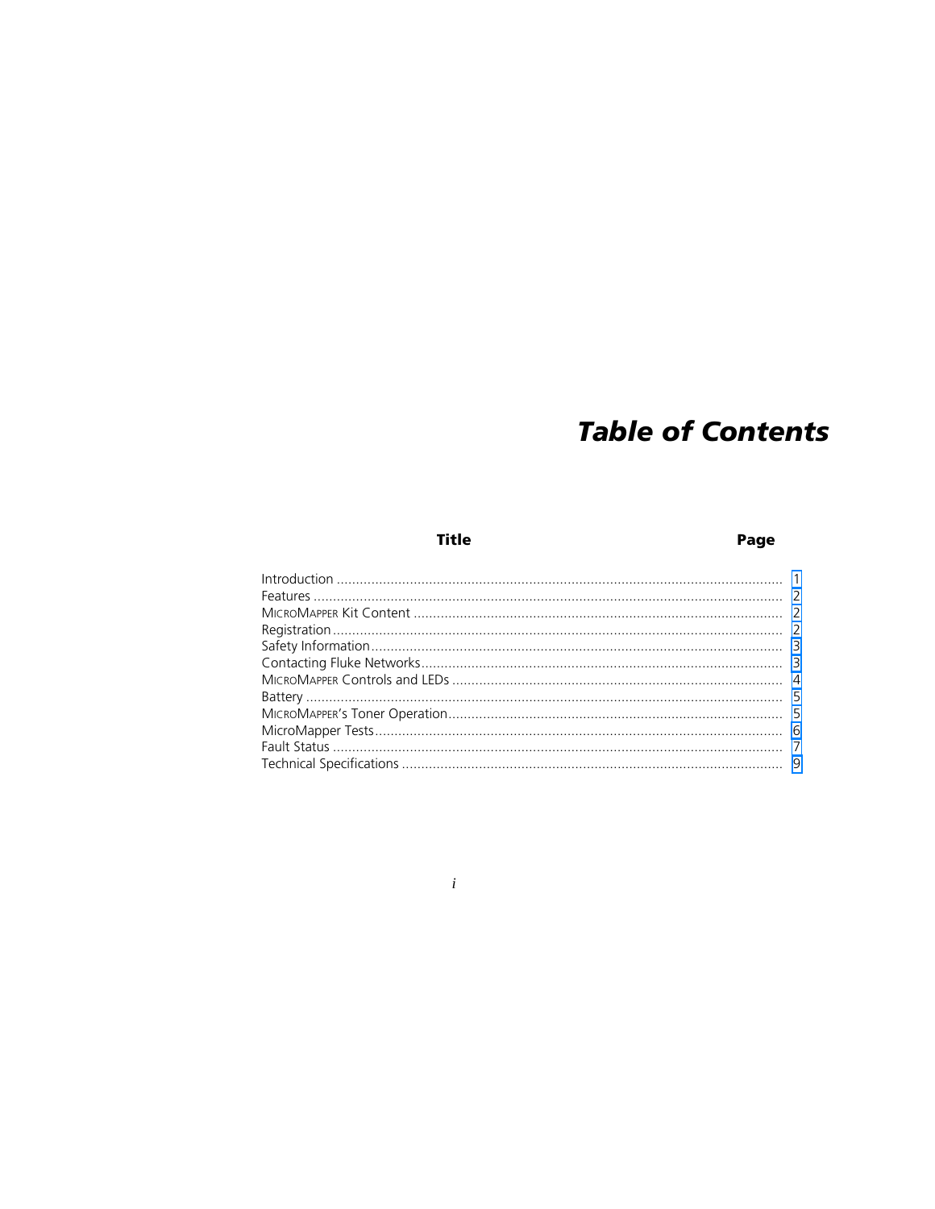# Table of Contents

| Title | Page |
|---|---|
| Introduction | 1 |
| Features | 2 |
| MicroMapper Kit Content | 2 |
| Registration | 2 |
| Safety Information | 3 |
| Contacting Fluke Networks | 3 |
| MicroMapper Controls and LEDs | 4 |
| Battery | 5 |
| MicroMapper's Toner Operation | 5 |
| MicroMapper Tests | 6 |
| Fault Status | 7 |
| Technical Specifications | 9 |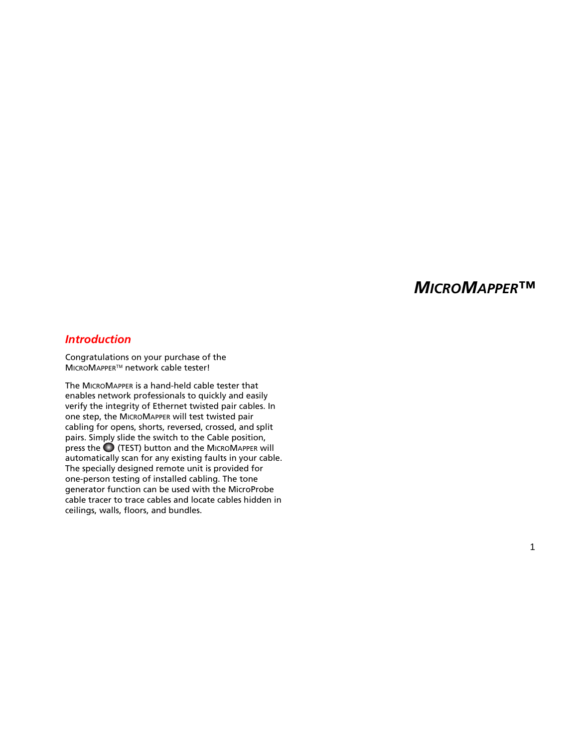# *MicroMapper™*

## *Introduction*

Congratulations on your purchase of the MicroMapper™ network cable tester!

The MicroMapper is a hand-held cable tester that enables network professionals to quickly and easily verify the integrity of Ethernet twisted pair cables. In one step, the MicroMapper will test twisted pair cabling for opens, shorts, reversed, crossed, and split pairs. Simply slide the switch to the Cable position, press the (TEST) button and the MicroMapper will automatically scan for any existing faults in your cable. The specially designed remote unit is provided for one-person testing of installed cabling. The tone generator function can be used with the MicroProbe cable tracer to trace cables and locate cables hidden in ceilings, walls, floors, and bundles.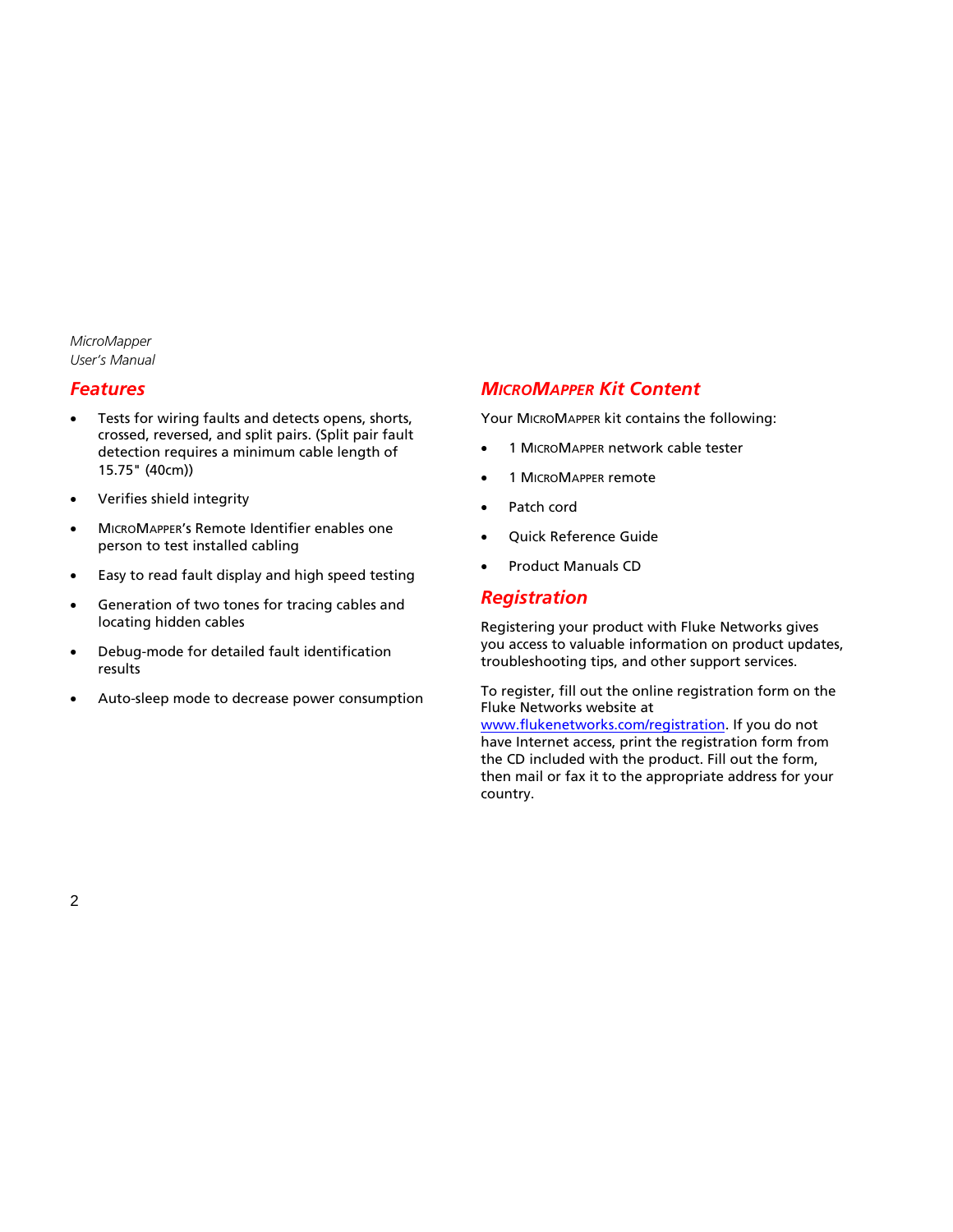## Features

- Tests for wiring faults and detects opens, shorts, crossed, reversed, and split pairs. (Split pair fault detection requires a minimum cable length of 15.75" (40cm))
- Verifies shield integrity
- MicroMapper's Remote Identifier enables one person to test installed cabling
- Easy to read fault display and high speed testing
- Generation of two tones for tracing cables and locating hidden cables
- Debug-mode for detailed fault identification results
- Auto-sleep mode to decrease power consumption

## MicroMapper Kit Content

Your MicroMapper kit contains the following:

- 1 MicroMapper network cable tester
- 1 MicroMapper remote
- Patch cord
- Quick Reference Guide
- Product Manuals CD

## Registration

Registering your product with Fluke Networks gives you access to valuable information on product updates, troubleshooting tips, and other support services.

To register, fill out the online registration form on the Fluke Networks website at www.flukenetworks.com/registration. If you do not have Internet access, print the registration form from the CD included with the product. Fill out the form, then mail or fax it to the appropriate address for your country.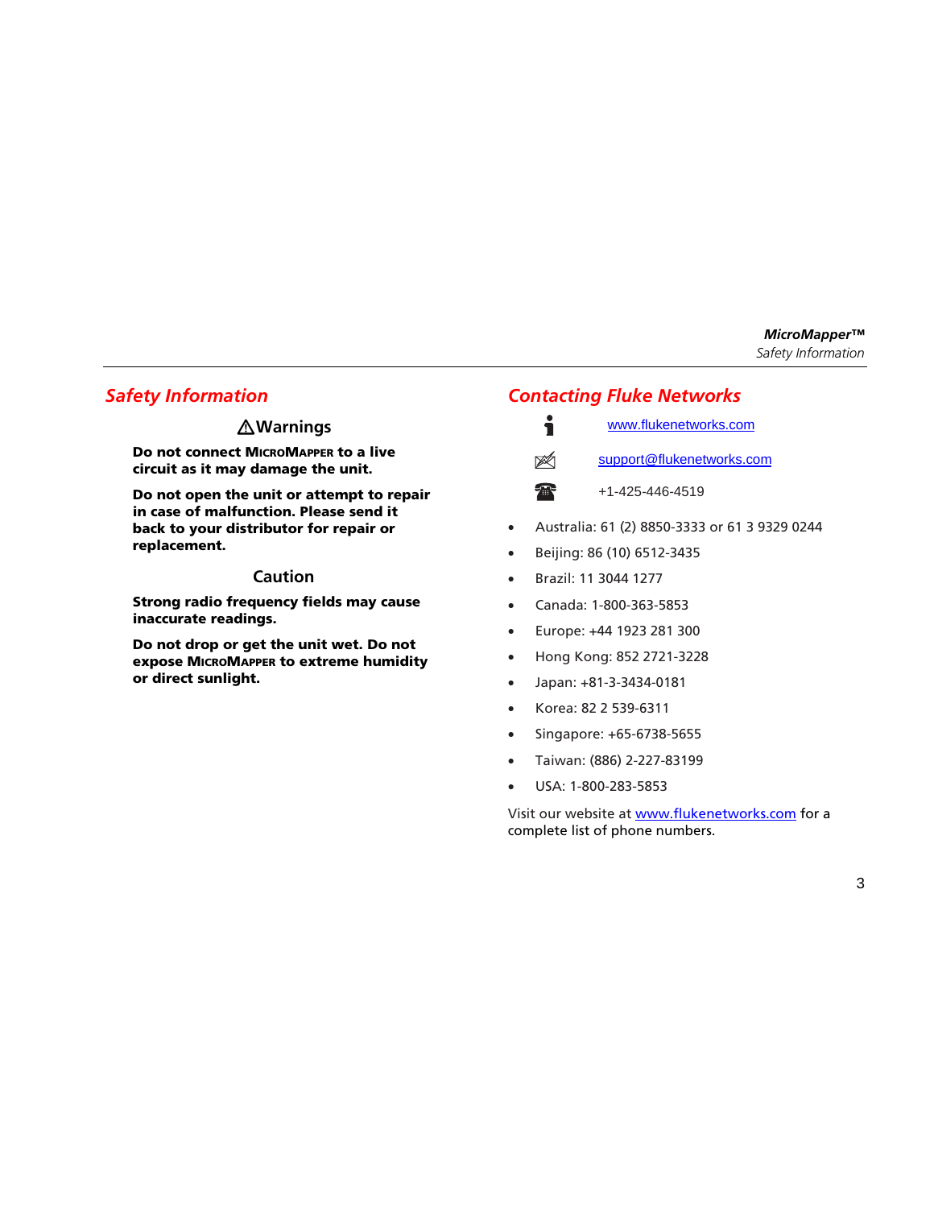## Safety Information

### ⚠Warnings

**Do not connect MicroMapper to a live circuit as it may damage the unit.**

**Do not open the unit or attempt to repair in case of malfunction. Please send it back to your distributor for repair or replacement.**

### Caution

**Strong radio frequency fields may cause inaccurate readings.**

**Do not drop or get the unit wet. Do not expose MicroMapper to extreme humidity or direct sunlight.**

## Contacting Fluke Networks

www.flukenetworks.com

support@flukenetworks.com

+1-425-446-4519

- Australia: 61 (2) 8850-3333 or 61 3 9329 0244
- Beijing: 86 (10) 6512-3435
- Brazil: 11 3044 1277
- Canada: 1-800-363-5853
- Europe: +44 1923 281 300
- Hong Kong: 852 2721-3228
- Japan: +81-3-3434-0181
- Korea: 82 2 539-6311
- Singapore: +65-6738-5655
- Taiwan: (886) 2-227-83199
- USA: 1-800-283-5853

Visit our website at www.flukenetworks.com for a complete list of phone numbers.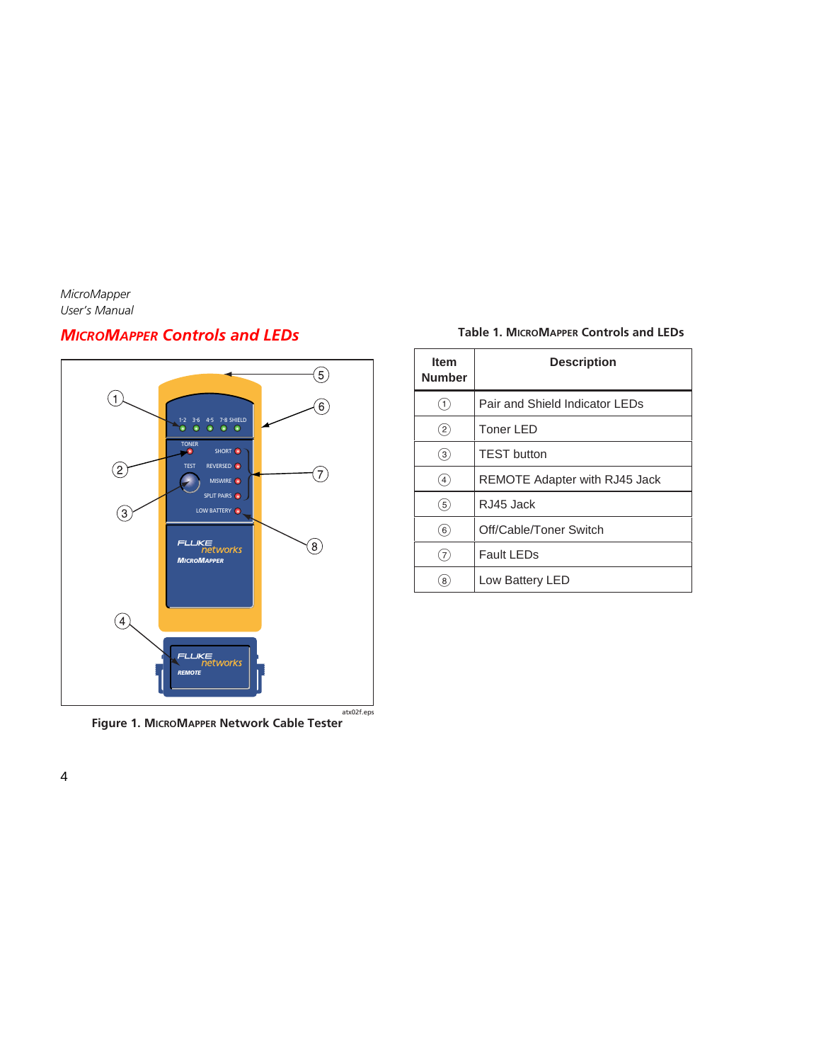## MicroMapper Controls and LEDs

Figure 1. MicroMapper Network Cable Tester

Table 1. MicroMapper Controls and LEDs

| Item Number | Description |
|---|---|
| ① | Pair and Shield Indicator LEDs |
| ② | Toner LED |
| ③ | TEST button |
| ④ | REMOTE Adapter with RJ45 Jack |
| ⑤ | RJ45 Jack |
| ⑥ | Off/Cable/Toner Switch |
| ⑦ | Fault LEDs |
| ⑧ | Low Battery LED |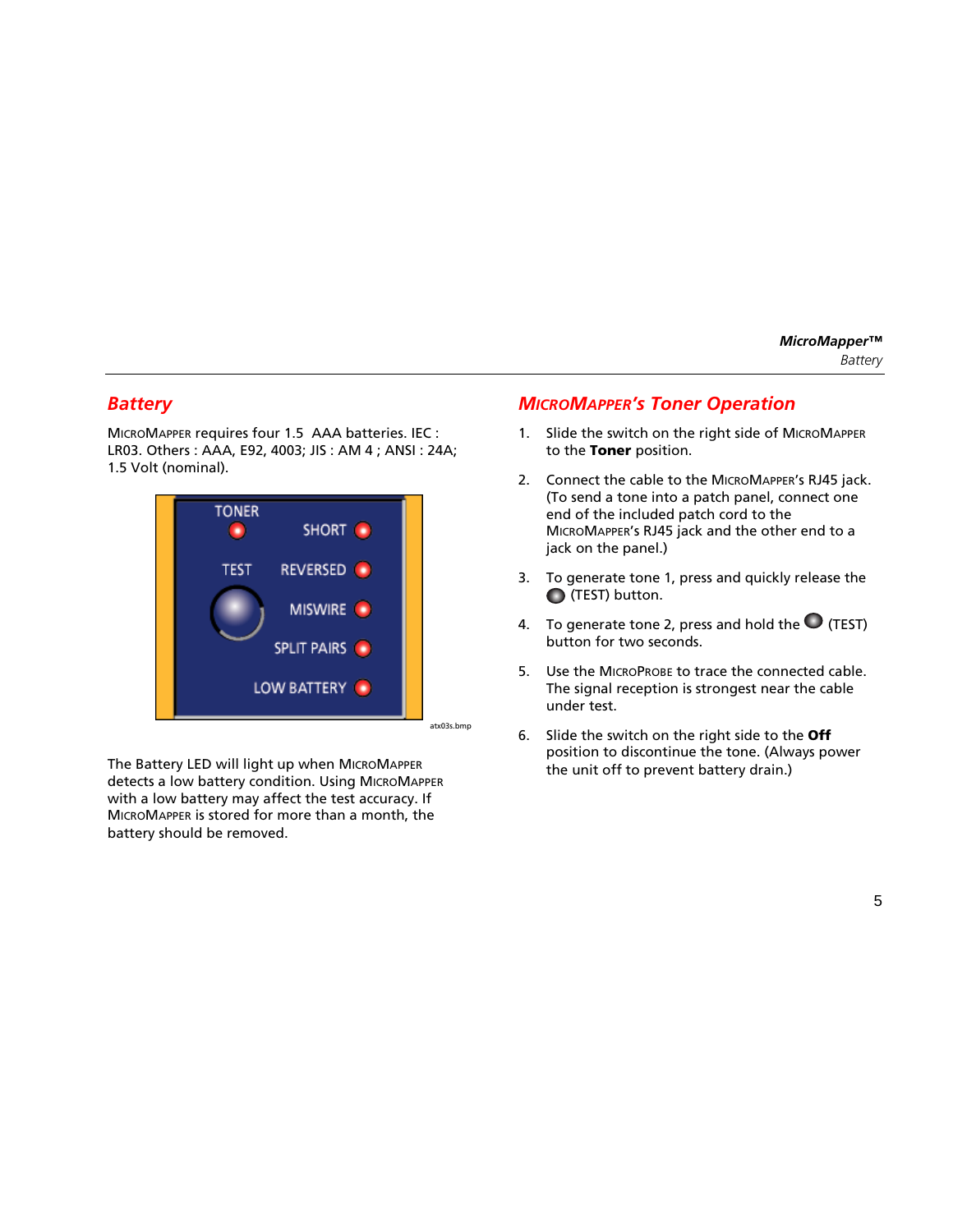## Battery

MicroMapper requires four 1.5 AAA batteries. IEC : LR03. Others : AAA, E92, 4003; JIS : AM 4 ; ANSI : 24A; 1.5 Volt (nominal).

atx03s.bmp

The Battery LED will light up when MicroMapper detects a low battery condition. Using MicroMapper with a low battery may affect the test accuracy. If MicroMapper is stored for more than a month, the battery should be removed.

## MicroMapper's Toner Operation

1. Slide the switch on the right side of MicroMapper to the **Toner** position.
2. Connect the cable to the MicroMapper's RJ45 jack. (To send a tone into a patch panel, connect one end of the included patch cord to the MicroMapper's RJ45 jack and the other end to a jack on the panel.)
3. To generate tone 1, press and quickly release the (TEST) button.
4. To generate tone 2, press and hold the (TEST) button for two seconds.
5. Use the MicroProbe to trace the connected cable. The signal reception is strongest near the cable under test.
6. Slide the switch on the right side to the **Off** position to discontinue the tone. (Always power the unit off to prevent battery drain.)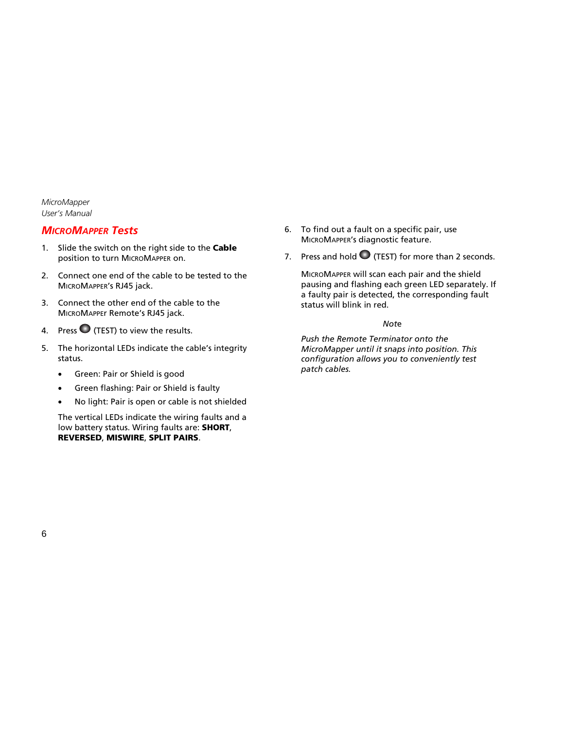## MicroMapper Tests

1. Slide the switch on the right side to the **Cable** position to turn MicroMapper on.
2. Connect one end of the cable to be tested to the MicroMapper's RJ45 jack.
3. Connect the other end of the cable to the MicroMapper Remote's RJ45 jack.
4. Press (TEST) to view the results.
5. The horizontal LEDs indicate the cable's integrity status.
   - Green: Pair or Shield is good
   - Green flashing: Pair or Shield is faulty
   - No light: Pair is open or cable is not shielded

   The vertical LEDs indicate the wiring faults and a low battery status. Wiring faults are: **SHORT**, **REVERSED**, **MISWIRE**, **SPLIT PAIRS**.
6. To find out a fault on a specific pair, use MicroMapper's diagnostic feature.
7. Press and hold (TEST) for more than 2 seconds.

   MicroMapper will scan each pair and the shield pausing and flashing each green LED separately. If a faulty pair is detected, the corresponding fault status will blink in red.

*Note*

*Push the Remote Terminator onto the MicroMapper until it snaps into position. This configuration allows you to conveniently test patch cables.*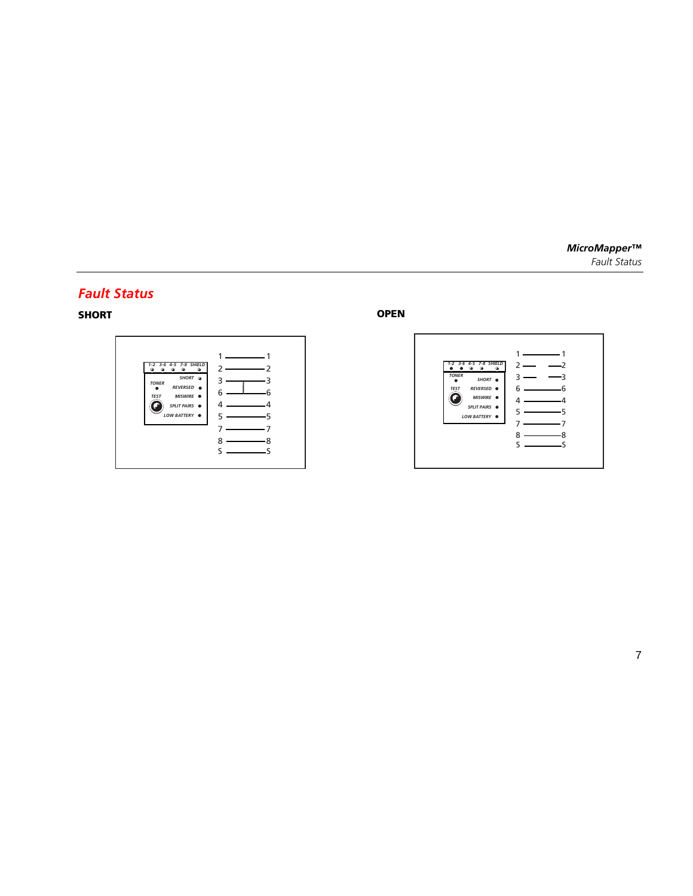## Fault Status

### SHORT

| TONER | TEST | 1-2 | 3-6 | 4-5 | 7-8 | SHIELD |
|---|---|---|---|---|---|---|

SHORT
REVERSED
MISWIRE
SPLIT PAIRS
LOW BATTERY

1 — 1
2 — 2
3 — 3
6 — 6
4 — 4
5 — 5
7 — 7
8 — 8
S — S

### OPEN

| TONER | TEST | 1-2 | 3-6 | 4-5 | 7-8 | SHIELD |
|---|---|---|---|---|---|---|

SHORT
REVERSED
MISWIRE
SPLIT PAIRS
LOW BATTERY

1 — 1
2 — 2
3 — 3
6 — 6
4 — 4
5 — 5
7 — 7
8 — 8
S — S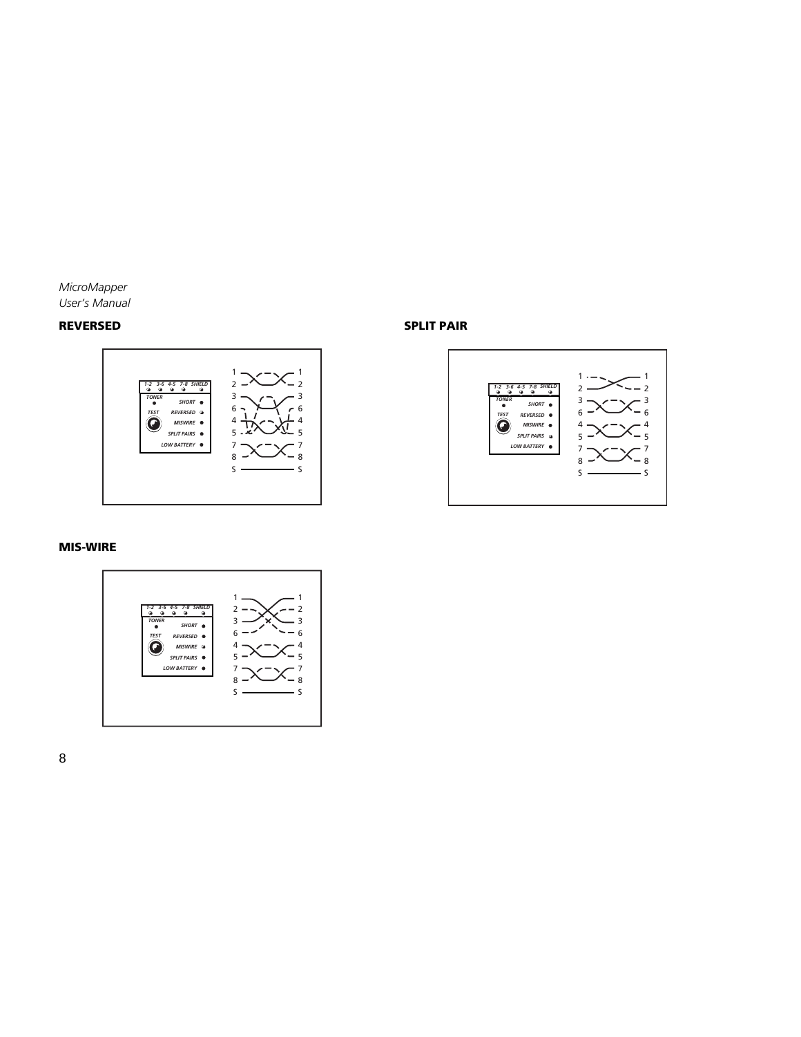## REVERSED

1-2 3-6 4-5 7-8 SHIELD

TONER

SHORT

TEST

REVERSED

MISWIRE

SPLIT PAIRS

LOW BATTERY

1 1
2 2
3 3
6 6
4 4
5 5
7 7
8 8
S S

## SPLIT PAIR

1-2 3-6 4-5 7-8 SHIELD

TONER

SHORT

TEST

REVERSED

MISWIRE

SPLIT PAIRS

LOW BATTERY

1 1
2 2
3 3
6 6
4 4
5 5
7 7
8 8
S S

## MIS-WIRE

1-2 3-6 4-5 7-8 SHIELD

TONER

SHORT

TEST

REVERSED

MISWIRE

SPLIT PAIRS

LOW BATTERY

1 1
2 2
3 3
6 6
4 4
5 5
7 7
8 8
S S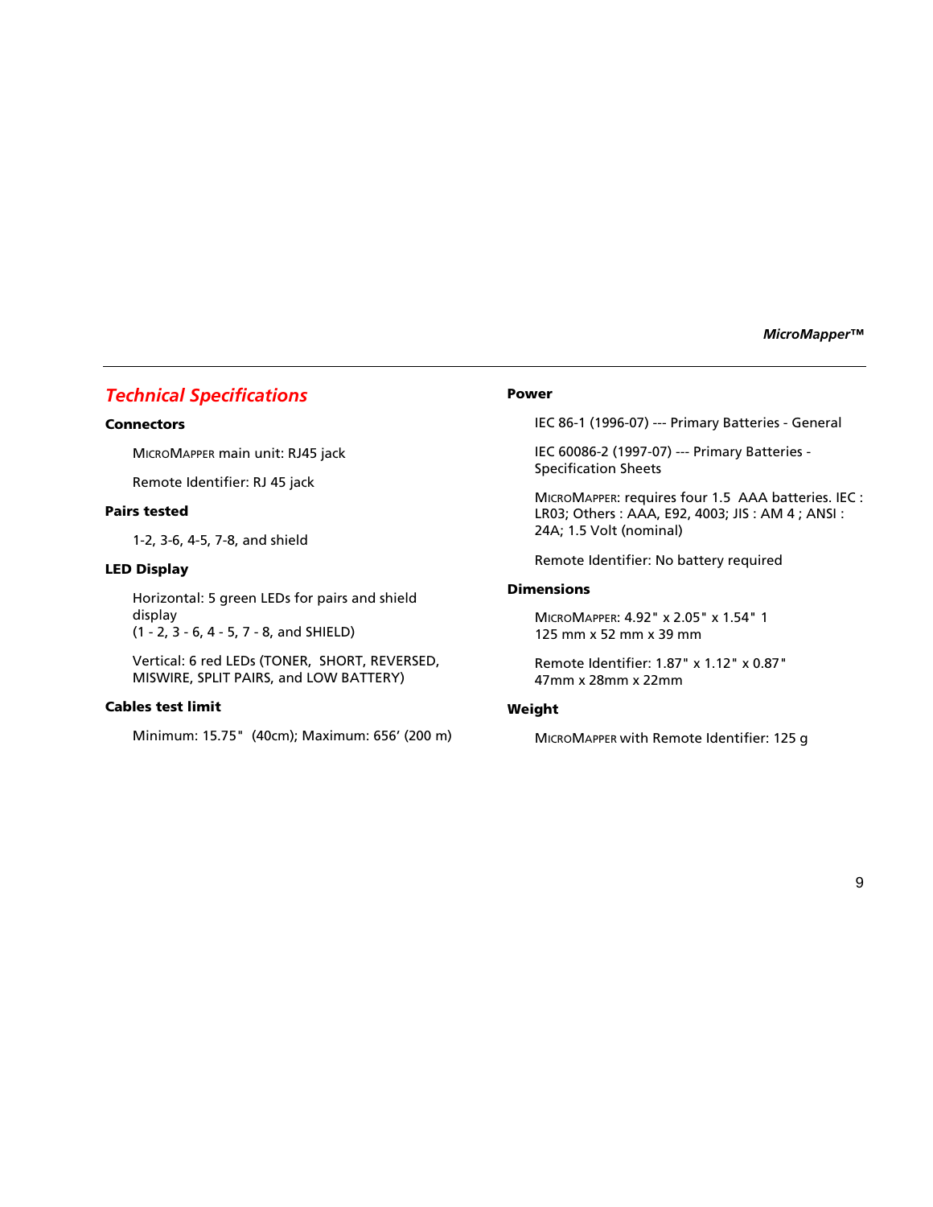## Technical Specifications

**Connectors**

MicroMapper main unit: RJ45 jack

Remote Identifier: RJ 45 jack

**Pairs tested**

1-2, 3-6, 4-5, 7-8, and shield

**LED Display**

Horizontal: 5 green LEDs for pairs and shield display
(1 - 2, 3 - 6, 4 - 5, 7 - 8, and SHIELD)

Vertical: 6 red LEDs (TONER, SHORT, REVERSED, MISWIRE, SPLIT PAIRS, and LOW BATTERY)

**Cables test limit**

Minimum: 15.75" (40cm); Maximum: 656' (200 m)

**Power**

IEC 86-1 (1996-07) --- Primary Batteries - General

IEC 60086-2 (1997-07) --- Primary Batteries - Specification Sheets

MicroMapper: requires four 1.5 AAA batteries. IEC : LR03; Others : AAA, E92, 4003; JIS : AM 4 ; ANSI : 24A; 1.5 Volt (nominal)

Remote Identifier: No battery required

**Dimensions**

MicroMapper: 4.92" x 2.05" x 1.54" 1
125 mm x 52 mm x 39 mm

Remote Identifier: 1.87" x 1.12" x 0.87"
47mm x 28mm x 22mm

**Weight**

MicroMapper with Remote Identifier: 125 g